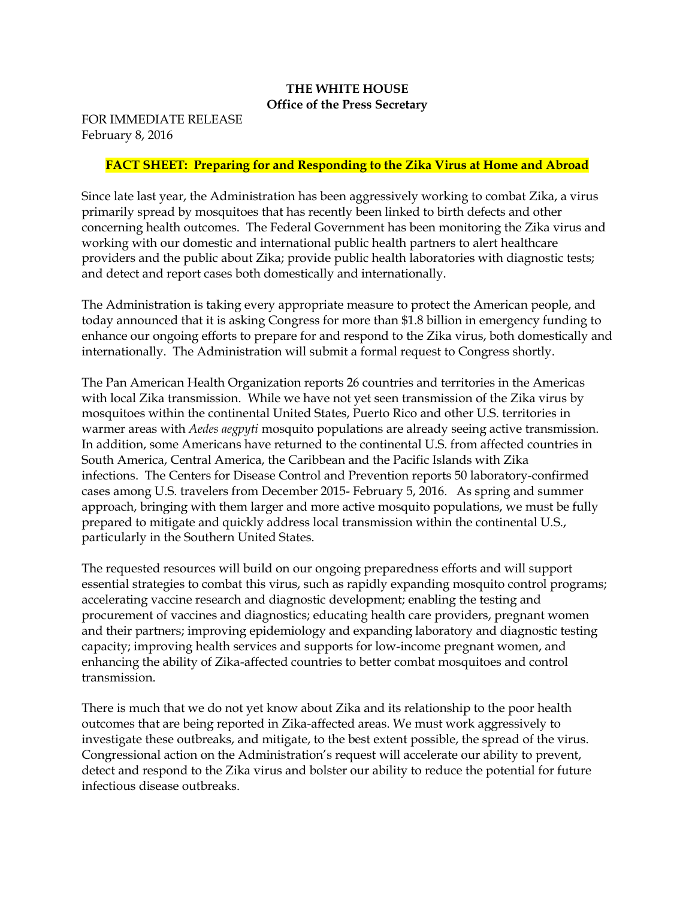**THE WHITE HOUSE**
**Office of the Press Secretary**

FOR IMMEDIATE RELEASE
February 8, 2016

## FACT SHEET: Preparing for and Responding to the Zika Virus at Home and Abroad

Since late last year, the Administration has been aggressively working to combat Zika, a virus primarily spread by mosquitoes that has recently been linked to birth defects and other concerning health outcomes. The Federal Government has been monitoring the Zika virus and working with our domestic and international public health partners to alert healthcare providers and the public about Zika; provide public health laboratories with diagnostic tests; and detect and report cases both domestically and internationally.

The Administration is taking every appropriate measure to protect the American people, and today announced that it is asking Congress for more than $1.8 billion in emergency funding to enhance our ongoing efforts to prepare for and respond to the Zika virus, both domestically and internationally. The Administration will submit a formal request to Congress shortly.

The Pan American Health Organization reports 26 countries and territories in the Americas with local Zika transmission. While we have not yet seen transmission of the Zika virus by mosquitoes within the continental United States, Puerto Rico and other U.S. territories in warmer areas with *Aedes aegpyti* mosquito populations are already seeing active transmission. In addition, some Americans have returned to the continental U.S. from affected countries in South America, Central America, the Caribbean and the Pacific Islands with Zika infections. The Centers for Disease Control and Prevention reports 50 laboratory-confirmed cases among U.S. travelers from December 2015- February 5, 2016. As spring and summer approach, bringing with them larger and more active mosquito populations, we must be fully prepared to mitigate and quickly address local transmission within the continental U.S., particularly in the Southern United States.

The requested resources will build on our ongoing preparedness efforts and will support essential strategies to combat this virus, such as rapidly expanding mosquito control programs; accelerating vaccine research and diagnostic development; enabling the testing and procurement of vaccines and diagnostics; educating health care providers, pregnant women and their partners; improving epidemiology and expanding laboratory and diagnostic testing capacity; improving health services and supports for low-income pregnant women, and enhancing the ability of Zika-affected countries to better combat mosquitoes and control transmission.

There is much that we do not yet know about Zika and its relationship to the poor health outcomes that are being reported in Zika-affected areas. We must work aggressively to investigate these outbreaks, and mitigate, to the best extent possible, the spread of the virus. Congressional action on the Administration's request will accelerate our ability to prevent, detect and respond to the Zika virus and bolster our ability to reduce the potential for future infectious disease outbreaks.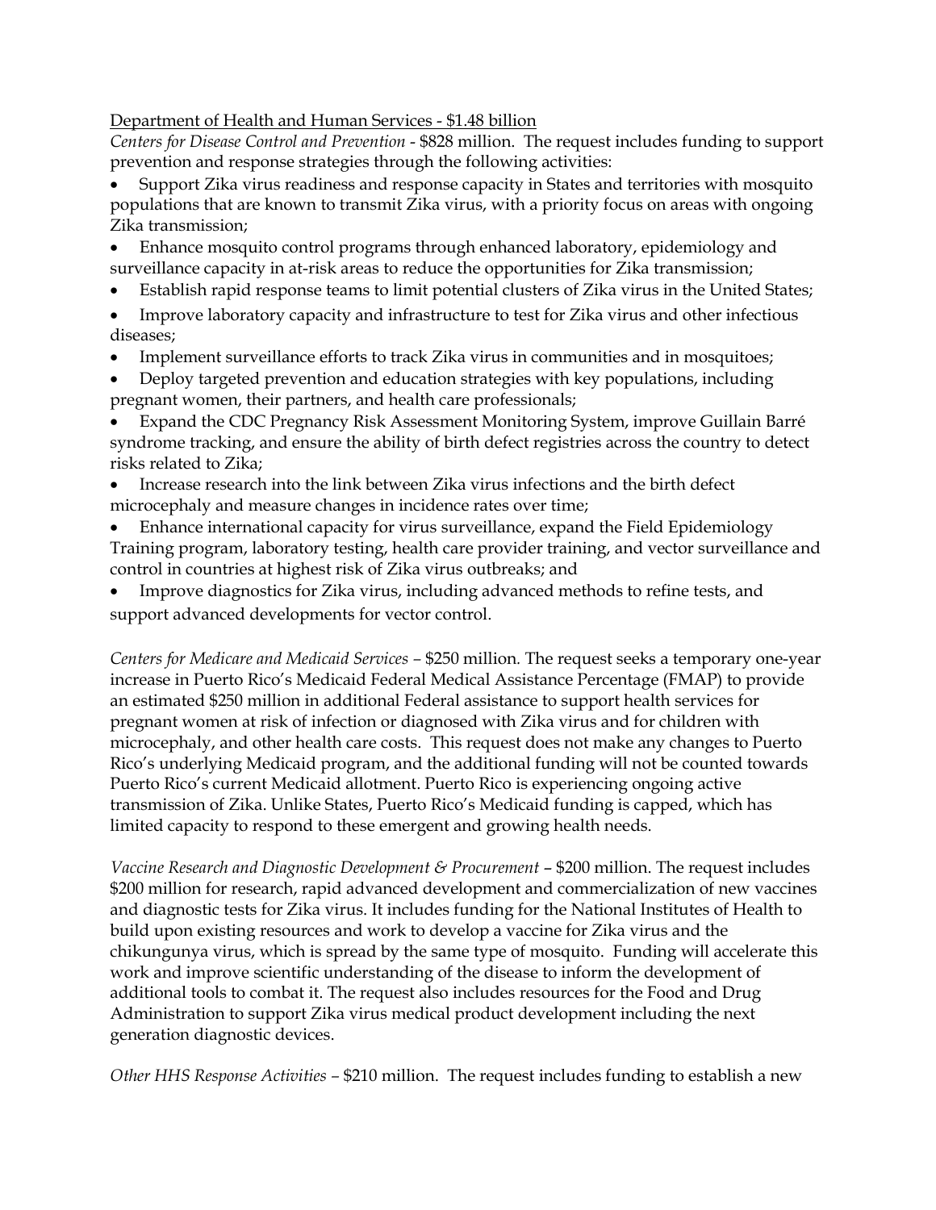Department of Health and Human Services - $1.48 billion

*Centers for Disease Control and Prevention* - $828 million. The request includes funding to support prevention and response strategies through the following activities:

- Support Zika virus readiness and response capacity in States and territories with mosquito populations that are known to transmit Zika virus, with a priority focus on areas with ongoing Zika transmission;
- Enhance mosquito control programs through enhanced laboratory, epidemiology and surveillance capacity in at-risk areas to reduce the opportunities for Zika transmission;
- Establish rapid response teams to limit potential clusters of Zika virus in the United States;
- Improve laboratory capacity and infrastructure to test for Zika virus and other infectious diseases;
- Implement surveillance efforts to track Zika virus in communities and in mosquitoes;
- Deploy targeted prevention and education strategies with key populations, including pregnant women, their partners, and health care professionals;
- Expand the CDC Pregnancy Risk Assessment Monitoring System, improve Guillain Barré syndrome tracking, and ensure the ability of birth defect registries across the country to detect risks related to Zika;
- Increase research into the link between Zika virus infections and the birth defect microcephaly and measure changes in incidence rates over time;
- Enhance international capacity for virus surveillance, expand the Field Epidemiology Training program, laboratory testing, health care provider training, and vector surveillance and control in countries at highest risk of Zika virus outbreaks; and
- Improve diagnostics for Zika virus, including advanced methods to refine tests, and support advanced developments for vector control.

*Centers for Medicare and Medicaid Services* – $250 million. The request seeks a temporary one-year increase in Puerto Rico's Medicaid Federal Medical Assistance Percentage (FMAP) to provide an estimated $250 million in additional Federal assistance to support health services for pregnant women at risk of infection or diagnosed with Zika virus and for children with microcephaly, and other health care costs. This request does not make any changes to Puerto Rico's underlying Medicaid program, and the additional funding will not be counted towards Puerto Rico's current Medicaid allotment. Puerto Rico is experiencing ongoing active transmission of Zika. Unlike States, Puerto Rico's Medicaid funding is capped, which has limited capacity to respond to these emergent and growing health needs.

*Vaccine Research and Diagnostic Development & Procurement* – $200 million. The request includes $200 million for research, rapid advanced development and commercialization of new vaccines and diagnostic tests for Zika virus. It includes funding for the National Institutes of Health to build upon existing resources and work to develop a vaccine for Zika virus and the chikungunya virus, which is spread by the same type of mosquito. Funding will accelerate this work and improve scientific understanding of the disease to inform the development of additional tools to combat it. The request also includes resources for the Food and Drug Administration to support Zika virus medical product development including the next generation diagnostic devices.

*Other HHS Response Activities* – $210 million. The request includes funding to establish a new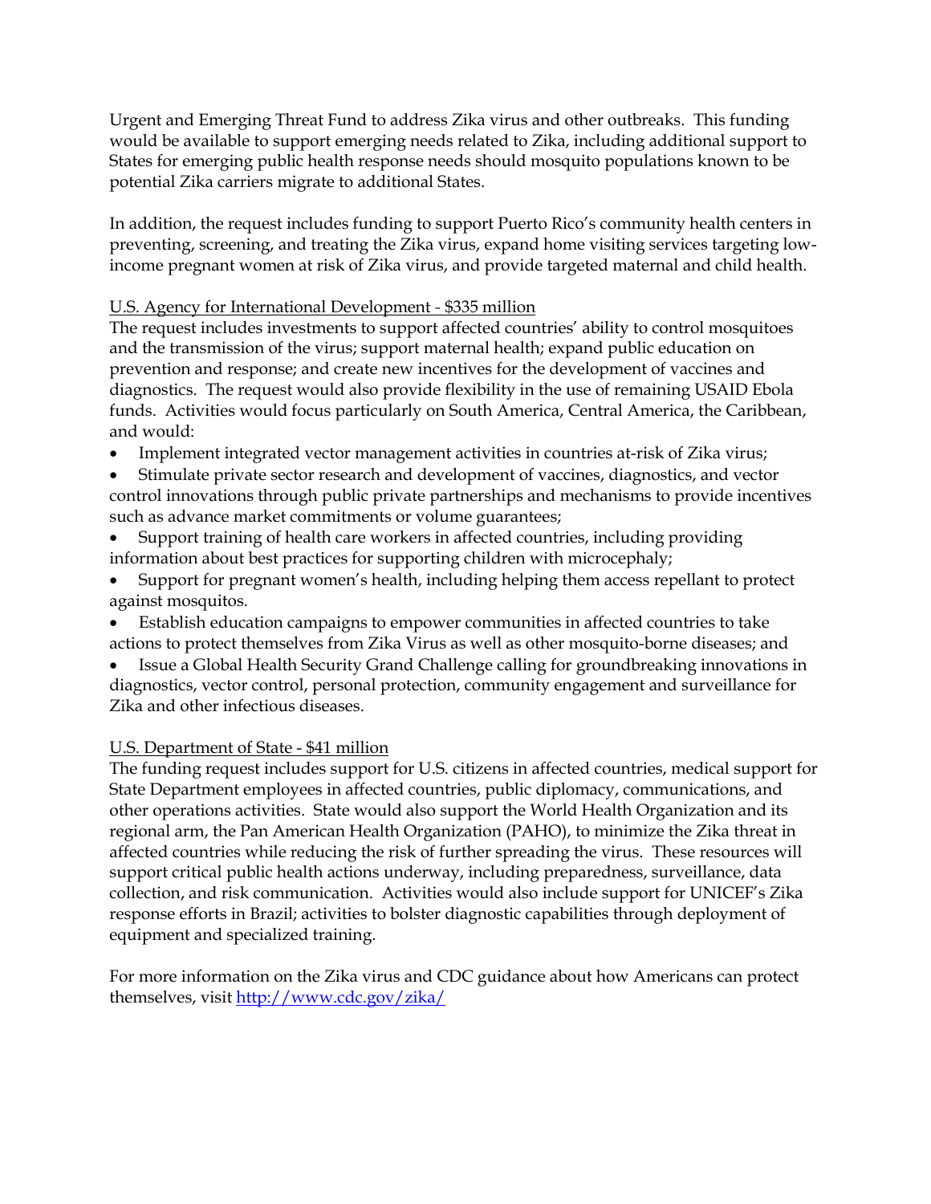Urgent and Emerging Threat Fund to address Zika virus and other outbreaks. This funding would be available to support emerging needs related to Zika, including additional support to States for emerging public health response needs should mosquito populations known to be potential Zika carriers migrate to additional States.

In addition, the request includes funding to support Puerto Rico's community health centers in preventing, screening, and treating the Zika virus, expand home visiting services targeting low-income pregnant women at risk of Zika virus, and provide targeted maternal and child health.

<u>U.S. Agency for International Development - $335 million</u>

The request includes investments to support affected countries' ability to control mosquitoes and the transmission of the virus; support maternal health; expand public education on prevention and response; and create new incentives for the development of vaccines and diagnostics. The request would also provide flexibility in the use of remaining USAID Ebola funds. Activities would focus particularly on South America, Central America, the Caribbean, and would:

- Implement integrated vector management activities in countries at-risk of Zika virus;
- Stimulate private sector research and development of vaccines, diagnostics, and vector control innovations through public private partnerships and mechanisms to provide incentives such as advance market commitments or volume guarantees;
- Support training of health care workers in affected countries, including providing information about best practices for supporting children with microcephaly;
- Support for pregnant women's health, including helping them access repellant to protect against mosquitos.
- Establish education campaigns to empower communities in affected countries to take actions to protect themselves from Zika Virus as well as other mosquito-borne diseases; and
- Issue a Global Health Security Grand Challenge calling for groundbreaking innovations in diagnostics, vector control, personal protection, community engagement and surveillance for Zika and other infectious diseases.

<u>U.S. Department of State - $41 million</u>

The funding request includes support for U.S. citizens in affected countries, medical support for State Department employees in affected countries, public diplomacy, communications, and other operations activities. State would also support the World Health Organization and its regional arm, the Pan American Health Organization (PAHO), to minimize the Zika threat in affected countries while reducing the risk of further spreading the virus. These resources will support critical public health actions underway, including preparedness, surveillance, data collection, and risk communication. Activities would also include support for UNICEF's Zika response efforts in Brazil; activities to bolster diagnostic capabilities through deployment of equipment and specialized training.

For more information on the Zika virus and CDC guidance about how Americans can protect themselves, visit [http://www.cdc.gov/zika/](http://www.cdc.gov/zika/)